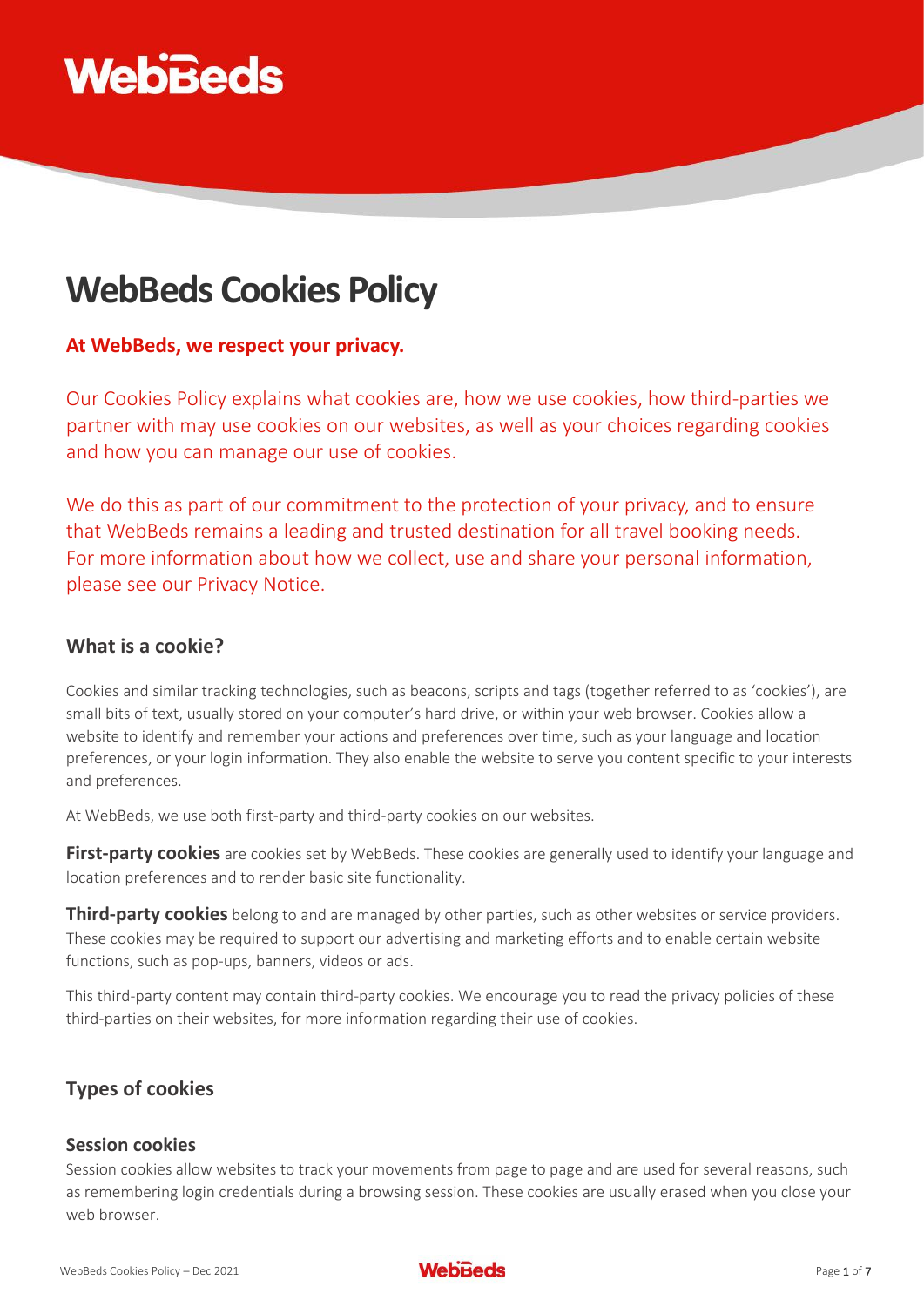# WebBeds Cookies Policy

**At WebBeds, we respect your privacy.**

Our Cookies Policy explains what cookies are, how we use cookies, how third-parties we partner with may use cookies on our websites, as well as your choices regarding cookies and how you can manage our use of cookies.

We do this as part of our commitment to the protection of your privacy, and to ensure that WebBeds remains a leading and trusted destination for all travel booking needs. For more information about how we collect, use and share your personal information, please see our Privacy Notice.

## What is a cookie?

Cookies and similar tracking technologies, such as beacons, scripts and tags (together referred to as 'cookies'), are small bits of text, usually stored on your computer's hard drive, or within your web browser. Cookies allow a website to identify and remember your actions and preferences over time, such as your language and location preferences, or your login information. They also enable the website to serve you content specific to your interests and preferences.

At WebBeds, we use both first-party and third-party cookies on our websites.

**First-party cookies** are cookies set by WebBeds. These cookies are generally used to identify your language and location preferences and to render basic site functionality.

**Third-party cookies** belong to and are managed by other parties, such as other websites or service providers. These cookies may be required to support our advertising and marketing efforts and to enable certain website functions, such as pop-ups, banners, videos or ads.

This third-party content may contain third-party cookies. We encourage you to read the privacy policies of these third-parties on their websites, for more information regarding their use of cookies.

## Types of cookies

### Session cookies

Session cookies allow websites to track your movements from page to page and are used for several reasons, such as remembering login credentials during a browsing session. These cookies are usually erased when you close your web browser.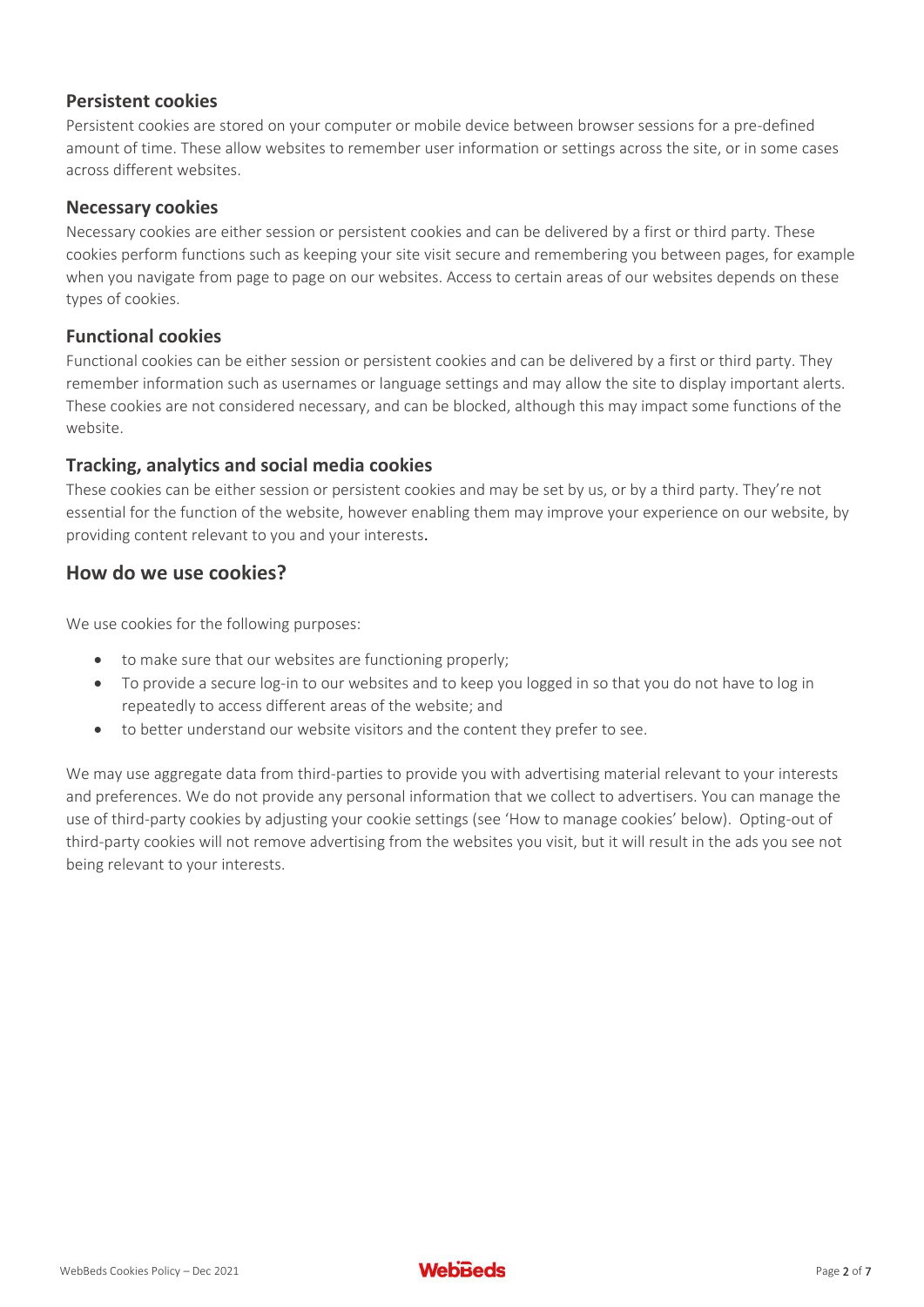### Persistent cookies

Persistent cookies are stored on your computer or mobile device between browser sessions for a pre-defined amount of time. These allow websites to remember user information or settings across the site, or in some cases across different websites.

### Necessary cookies

Necessary cookies are either session or persistent cookies and can be delivered by a first or third party. These cookies perform functions such as keeping your site visit secure and remembering you between pages, for example when you navigate from page to page on our websites. Access to certain areas of our websites depends on these types of cookies.

### Functional cookies

Functional cookies can be either session or persistent cookies and can be delivered by a first or third party. They remember information such as usernames or language settings and may allow the site to display important alerts. These cookies are not considered necessary, and can be blocked, although this may impact some functions of the website.

### Tracking, analytics and social media cookies

These cookies can be either session or persistent cookies and may be set by us, or by a third party. They're not essential for the function of the website, however enabling them may improve your experience on our website, by providing content relevant to you and your interests.

## How do we use cookies?

We use cookies for the following purposes:

- to make sure that our websites are functioning properly;
- To provide a secure log-in to our websites and to keep you logged in so that you do not have to log in repeatedly to access different areas of the website; and
- to better understand our website visitors and the content they prefer to see.

We may use aggregate data from third-parties to provide you with advertising material relevant to your interests and preferences. We do not provide any personal information that we collect to advertisers. You can manage the use of third-party cookies by adjusting your cookie settings (see 'How to manage cookies' below). Opting-out of third-party cookies will not remove advertising from the websites you visit, but it will result in the ads you see not being relevant to your interests.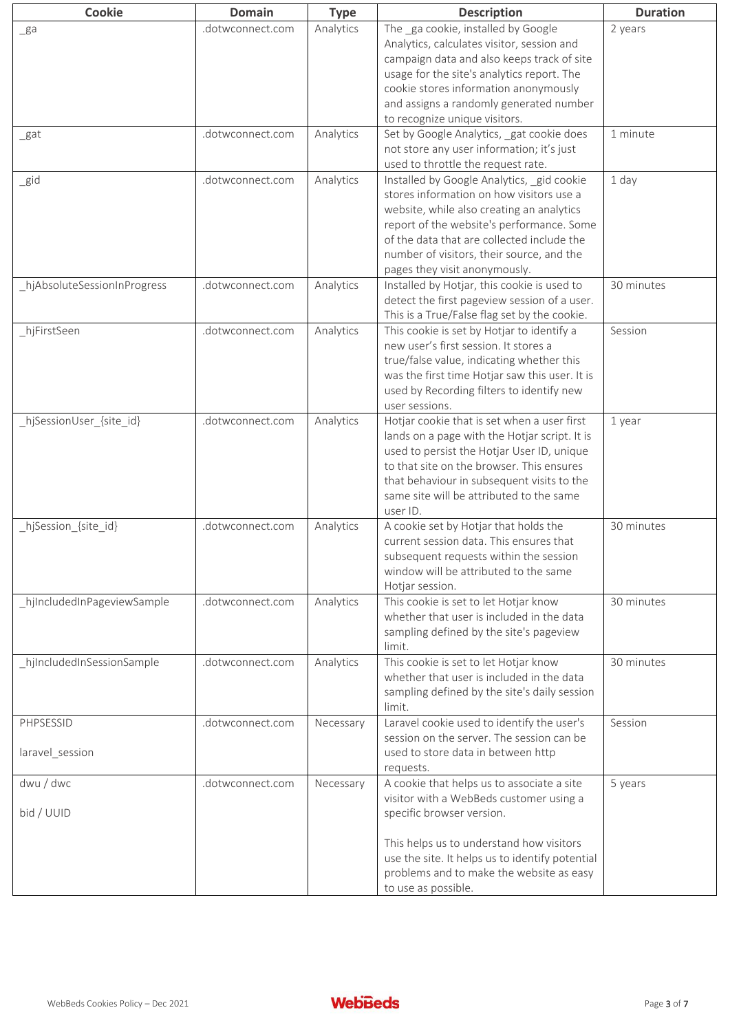| Cookie | Domain | Type | Description | Duration |
|---|---|---|---|---|
| _ga | .dotwconnect.com | Analytics | The _ga cookie, installed by Google Analytics, calculates visitor, session and campaign data and also keeps track of site usage for the site's analytics report. The cookie stores information anonymously and assigns a randomly generated number to recognize unique visitors. | 2 years |
| _gat | .dotwconnect.com | Analytics | Set by Google Analytics, _gat cookie does not store any user information; it's just used to throttle the request rate. | 1 minute |
| _gid | .dotwconnect.com | Analytics | Installed by Google Analytics, _gid cookie stores information on how visitors use a website, while also creating an analytics report of the website's performance. Some of the data that are collected include the number of visitors, their source, and the pages they visit anonymously. | 1 day |
| _hjAbsoluteSessionInProgress | .dotwconnect.com | Analytics | Installed by Hotjar, this cookie is used to detect the first pageview session of a user. This is a True/False flag set by the cookie. | 30 minutes |
| _hjFirstSeen | .dotwconnect.com | Analytics | This cookie is set by Hotjar to identify a new user's first session. It stores a true/false value, indicating whether this was the first time Hotjar saw this user. It is used by Recording filters to identify new user sessions. | Session |
| _hjSessionUser_{site_id} | .dotwconnect.com | Analytics | Hotjar cookie that is set when a user first lands on a page with the Hotjar script. It is used to persist the Hotjar User ID, unique to that site on the browser. This ensures that behaviour in subsequent visits to the same site will be attributed to the same user ID. | 1 year |
| _hjSession_{site_id} | .dotwconnect.com | Analytics | A cookie set by Hotjar that holds the current session data. This ensures that subsequent requests within the session window will be attributed to the same Hotjar session. | 30 minutes |
| _hjIncludedInPageviewSample | .dotwconnect.com | Analytics | This cookie is set to let Hotjar know whether that user is included in the data sampling defined by the site's pageview limit. | 30 minutes |
| _hjIncludedInSessionSample | .dotwconnect.com | Analytics | This cookie is set to let Hotjar know whether that user is included in the data sampling defined by the site's daily session limit. | 30 minutes |
| PHPSESSID<br><br>laravel_session | .dotwconnect.com | Necessary | Laravel cookie used to identify the user's session on the server. The session can be used to store data in between http requests. | Session |
| dwu / dwc<br><br>bid / UUID | .dotwconnect.com | Necessary | A cookie that helps us to associate a site visitor with a WebBeds customer using a specific browser version.<br><br>This helps us to understand how visitors use the site. It helps us to identify potential problems and to make the website as easy to use as possible. | 5 years |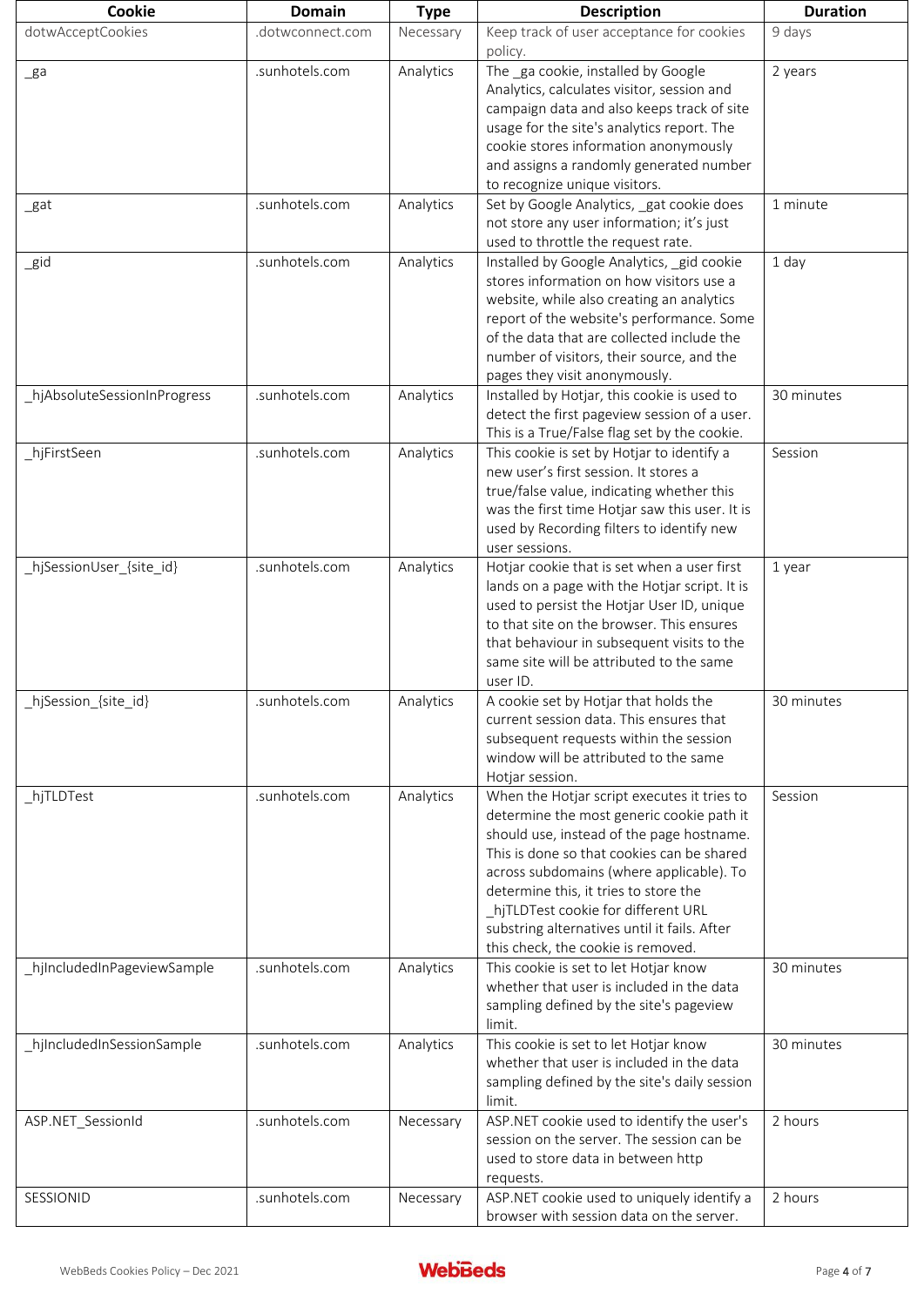| Cookie | Domain | Type | Description | Duration |
| --- | --- | --- | --- | --- |
| dotwAcceptCookies | .dotwconnect.com | Necessary | Keep track of user acceptance for cookies policy. | 9 days |
| _ga | .sunhotels.com | Analytics | The _ga cookie, installed by Google Analytics, calculates visitor, session and campaign data and also keeps track of site usage for the site's analytics report. The cookie stores information anonymously and assigns a randomly generated number to recognize unique visitors. | 2 years |
| _gat | .sunhotels.com | Analytics | Set by Google Analytics, _gat cookie does not store any user information; it's just used to throttle the request rate. | 1 minute |
| _gid | .sunhotels.com | Analytics | Installed by Google Analytics, _gid cookie stores information on how visitors use a website, while also creating an analytics report of the website's performance. Some of the data that are collected include the number of visitors, their source, and the pages they visit anonymously. | 1 day |
| _hjAbsoluteSessionInProgress | .sunhotels.com | Analytics | Installed by Hotjar, this cookie is used to detect the first pageview session of a user. This is a True/False flag set by the cookie. | 30 minutes |
| _hjFirstSeen | .sunhotels.com | Analytics | This cookie is set by Hotjar to identify a new user's first session. It stores a true/false value, indicating whether this was the first time Hotjar saw this user. It is used by Recording filters to identify new user sessions. | Session |
| _hjSessionUser_{site_id} | .sunhotels.com | Analytics | Hotjar cookie that is set when a user first lands on a page with the Hotjar script. It is used to persist the Hotjar User ID, unique to that site on the browser. This ensures that behaviour in subsequent visits to the same site will be attributed to the same user ID. | 1 year |
| _hjSession_{site_id} | .sunhotels.com | Analytics | A cookie set by Hotjar that holds the current session data. This ensures that subsequent requests within the session window will be attributed to the same Hotjar session. | 30 minutes |
| _hjTLDTest | .sunhotels.com | Analytics | When the Hotjar script executes it tries to determine the most generic cookie path it should use, instead of the page hostname. This is done so that cookies can be shared across subdomains (where applicable). To determine this, it tries to store the _hjTLDTest cookie for different URL substring alternatives until it fails. After this check, the cookie is removed. | Session |
| _hjIncludedInPageviewSample | .sunhotels.com | Analytics | This cookie is set to let Hotjar know whether that user is included in the data sampling defined by the site's pageview limit. | 30 minutes |
| _hjIncludedInSessionSample | .sunhotels.com | Analytics | This cookie is set to let Hotjar know whether that user is included in the data sampling defined by the site's daily session limit. | 30 minutes |
| ASP.NET_SessionId | .sunhotels.com | Necessary | ASP.NET cookie used to identify the user's session on the server. The session can be used to store data in between http requests. | 2 hours |
| SESSIONID | .sunhotels.com | Necessary | ASP.NET cookie used to uniquely identify a browser with session data on the server. | 2 hours |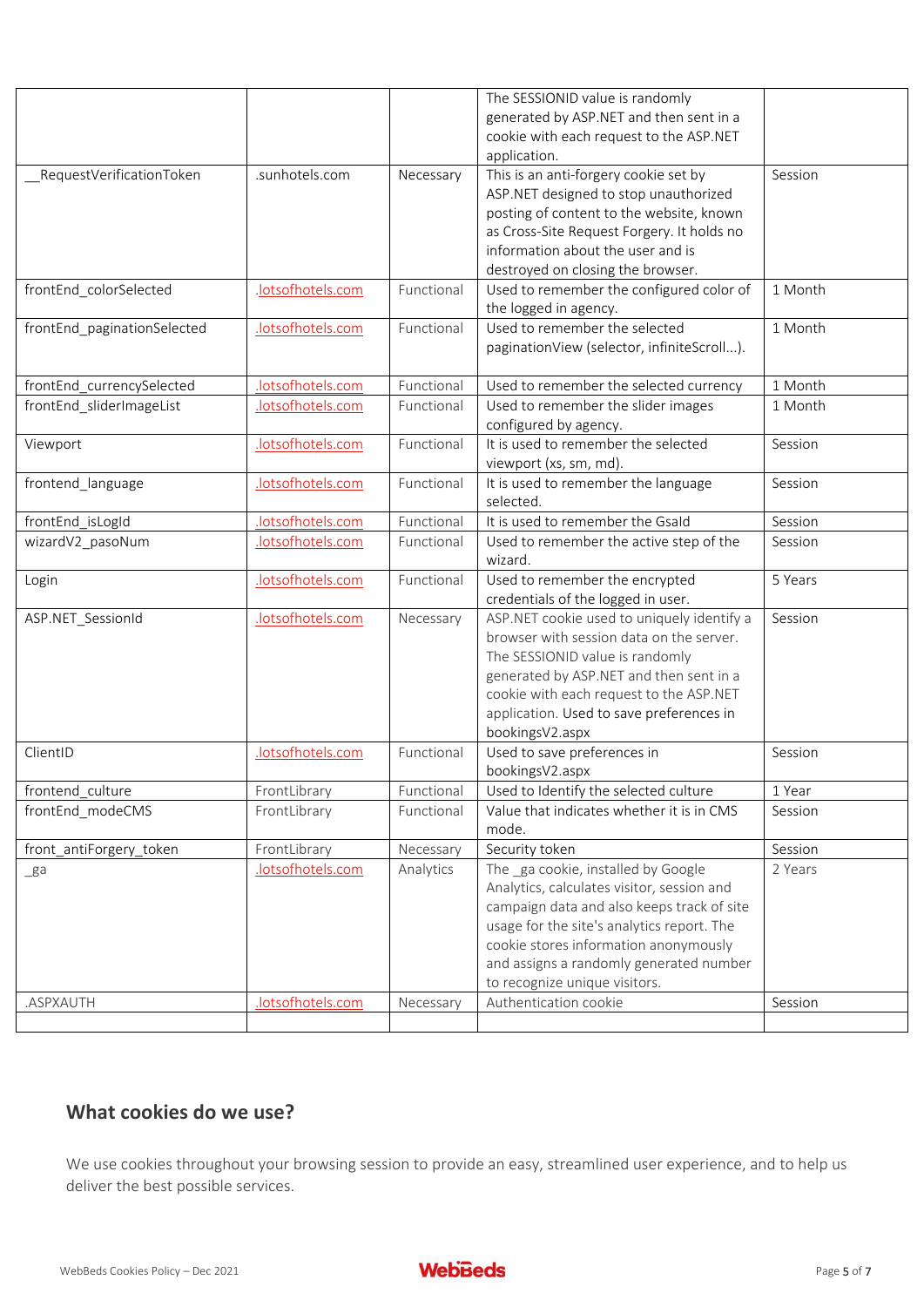| | | | | |
|---|---|---|---|---|
| | | | The SESSIONID value is randomly generated by ASP.NET and then sent in a cookie with each request to the ASP.NET application. | |
| __RequestVerificationToken | .sunhotels.com | Necessary | This is an anti-forgery cookie set by ASP.NET designed to stop unauthorized posting of content to the website, known as Cross-Site Request Forgery. It holds no information about the user and is destroyed on closing the browser. | Session |
| frontEnd_colorSelected | .lotsofhotels.com | Functional | Used to remember the configured color of the logged in agency. | 1 Month |
| frontEnd_paginationSelected | .lotsofhotels.com | Functional | Used to remember the selected paginationView (selector, infiniteScroll...). | 1 Month |
| frontEnd_currencySelected | .lotsofhotels.com | Functional | Used to remember the selected currency | 1 Month |
| frontEnd_sliderImageList | .lotsofhotels.com | Functional | Used to remember the slider images configured by agency. | 1 Month |
| Viewport | .lotsofhotels.com | Functional | It is used to remember the selected viewport (xs, sm, md). | Session |
| frontend_language | .lotsofhotels.com | Functional | It is used to remember the language selected. | Session |
| frontEnd_isLogId | .lotsofhotels.com | Functional | It is used to remember the GsaId | Session |
| wizardV2_pasoNum | .lotsofhotels.com | Functional | Used to remember the active step of the wizard. | Session |
| Login | .lotsofhotels.com | Functional | Used to remember the encrypted credentials of the logged in user. | 5 Years |
| ASP.NET_SessionId | .lotsofhotels.com | Necessary | ASP.NET cookie used to uniquely identify a browser with session data on the server. The SESSIONID value is randomly generated by ASP.NET and then sent in a cookie with each request to the ASP.NET application. Used to save preferences in bookingsV2.aspx | Session |
| ClientID | .lotsofhotels.com | Functional | Used to save preferences in bookingsV2.aspx | Session |
| frontend_culture | FrontLibrary | Functional | Used to Identify the selected culture | 1 Year |
| frontEnd_modeCMS | FrontLibrary | Functional | Value that indicates whether it is in CMS mode. | Session |
| front_antiForgery_token | FrontLibrary | Necessary | Security token | Session |
| _ga | .lotsofhotels.com | Analytics | The _ga cookie, installed by Google Analytics, calculates visitor, session and campaign data and also keeps track of site usage for the site's analytics report. The cookie stores information anonymously and assigns a randomly generated number to recognize unique visitors. | 2 Years |
| .ASPXAUTH | .lotsofhotels.com | Necessary | Authentication cookie | Session |
| | | | | |

## What cookies do we use?

We use cookies throughout your browsing session to provide an easy, streamlined user experience, and to help us deliver the best possible services.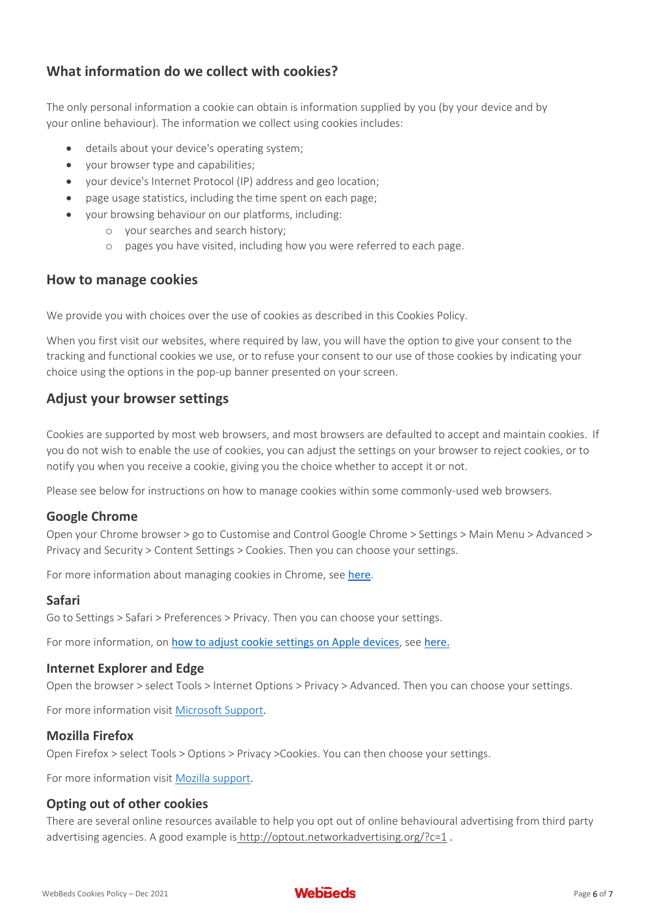## What information do we collect with cookies?

The only personal information a cookie can obtain is information supplied by you (by your device and by your online behaviour). The information we collect using cookies includes:

- details about your device's operating system;
- your browser type and capabilities;
- your device's Internet Protocol (IP) address and geo location;
- page usage statistics, including the time spent on each page;
- your browsing behaviour on our platforms, including:
    - your searches and search history;
    - pages you have visited, including how you were referred to each page.

## How to manage cookies

We provide you with choices over the use of cookies as described in this Cookies Policy.

When you first visit our websites, where required by law, you will have the option to give your consent to the tracking and functional cookies we use, or to refuse your consent to our use of those cookies by indicating your choice using the options in the pop-up banner presented on your screen.

## Adjust your browser settings

Cookies are supported by most web browsers, and most browsers are defaulted to accept and maintain cookies. If you do not wish to enable the use of cookies, you can adjust the settings on your browser to reject cookies, or to notify you when you receive a cookie, giving you the choice whether to accept it or not.

Please see below for instructions on how to manage cookies within some commonly-used web browsers.

### Google Chrome

Open your Chrome browser > go to Customise and Control Google Chrome > Settings > Main Menu > Advanced > Privacy and Security > Content Settings > Cookies. Then you can choose your settings.

For more information about managing cookies in Chrome, see here.

### Safari

Go to Settings > Safari > Preferences > Privacy. Then you can choose your settings.

For more information, on how to adjust cookie settings on Apple devices, see here.

### Internet Explorer and Edge

Open the browser > select Tools > Internet Options > Privacy > Advanced. Then you can choose your settings.

For more information visit Microsoft Support.

### Mozilla Firefox

Open Firefox > select Tools > Options > Privacy >Cookies. You can then choose your settings.

For more information visit Mozilla support.

### Opting out of other cookies

There are several online resources available to help you opt out of online behavioural advertising from third party advertising agencies. A good example is http://optout.networkadvertising.org/?c=1 .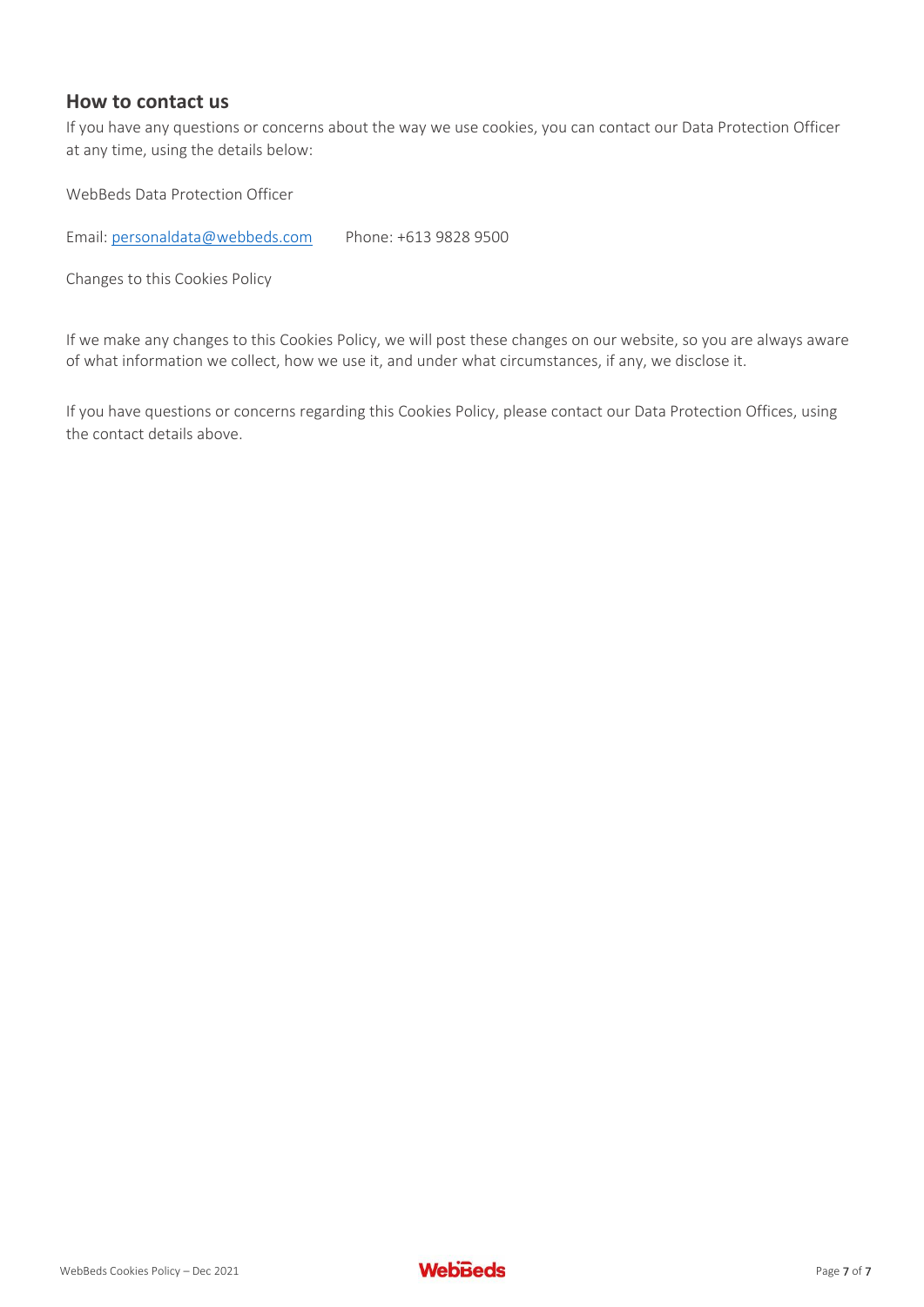## How to contact us

If you have any questions or concerns about the way we use cookies, you can contact our Data Protection Officer at any time, using the details below:

WebBeds Data Protection Officer

Email: personaldata@webbeds.com Phone: +613 9828 9500

Changes to this Cookies Policy

If we make any changes to this Cookies Policy, we will post these changes on our website, so you are always aware of what information we collect, how we use it, and under what circumstances, if any, we disclose it.

If you have questions or concerns regarding this Cookies Policy, please contact our Data Protection Offices, using the contact details above.